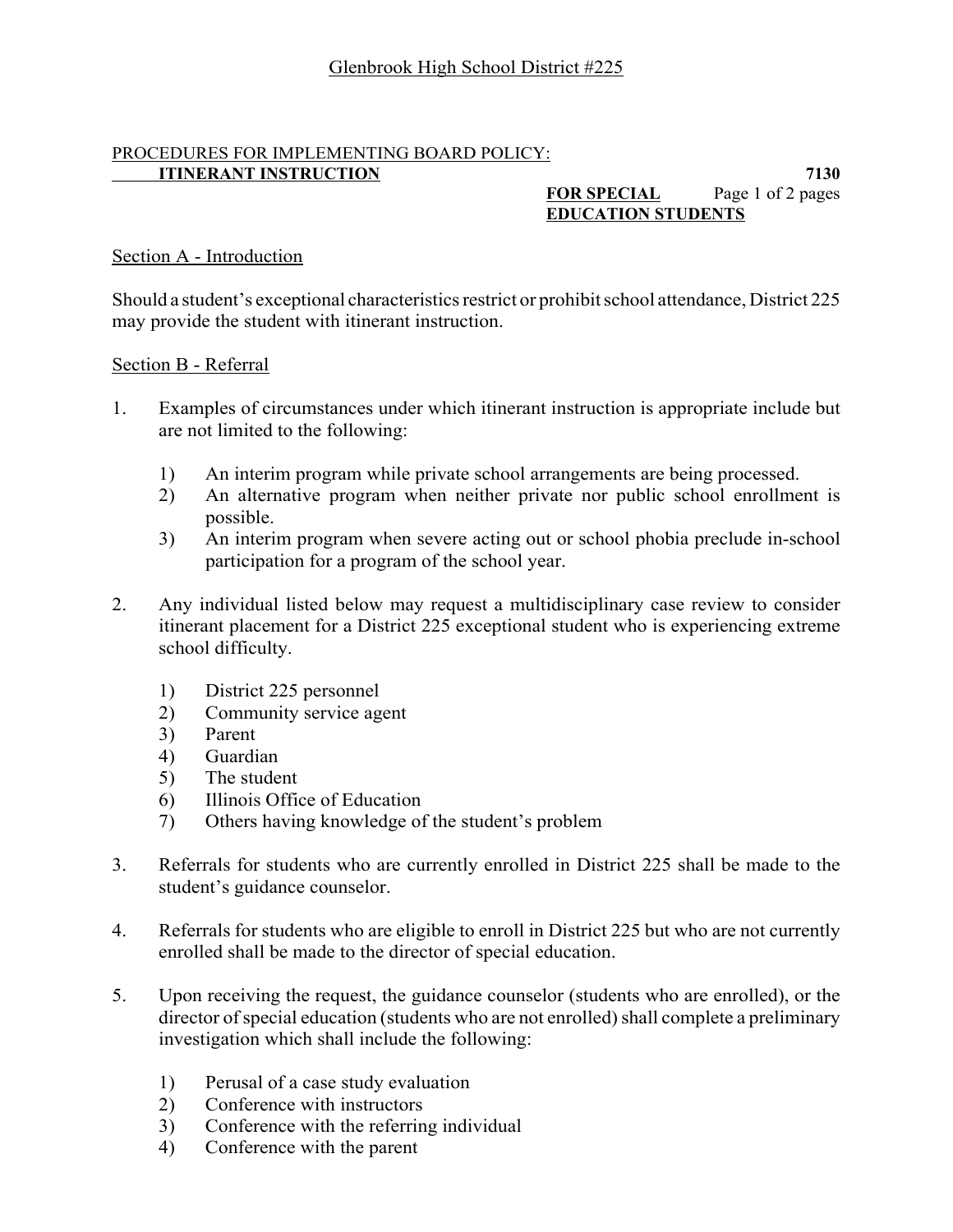# Glenbrook High School District #225

PROCEDURES FOR IMPLEMENTING BOARD POLICY:

**ITINERANT INSTRUCTION FOR SPECIAL EDUCATION STUDENTS** **7130**

## Section A - Introduction

Should a student's exceptional characteristics restrict or prohibit school attendance, District 225 may provide the student with itinerant instruction.

## Section B - Referral

1. Examples of circumstances under which itinerant instruction is appropriate include but are not limited to the following:

   1) An interim program while private school arrangements are being processed.
   2) An alternative program when neither private nor public school enrollment is possible.
   3) An interim program when severe acting out or school phobia preclude in-school participation for a program of the school year.

2. Any individual listed below may request a multidisciplinary case review to consider itinerant placement for a District 225 exceptional student who is experiencing extreme school difficulty.

   1) District 225 personnel
   2) Community service agent
   3) Parent
   4) Guardian
   5) The student
   6) Illinois Office of Education
   7) Others having knowledge of the student's problem

3. Referrals for students who are currently enrolled in District 225 shall be made to the student's guidance counselor.

4. Referrals for students who are eligible to enroll in District 225 but who are not currently enrolled shall be made to the director of special education.

5. Upon receiving the request, the guidance counselor (students who are enrolled), or the director of special education (students who are not enrolled) shall complete a preliminary investigation which shall include the following:

   1) Perusal of a case study evaluation
   2) Conference with instructors
   3) Conference with the referring individual
   4) Conference with the parent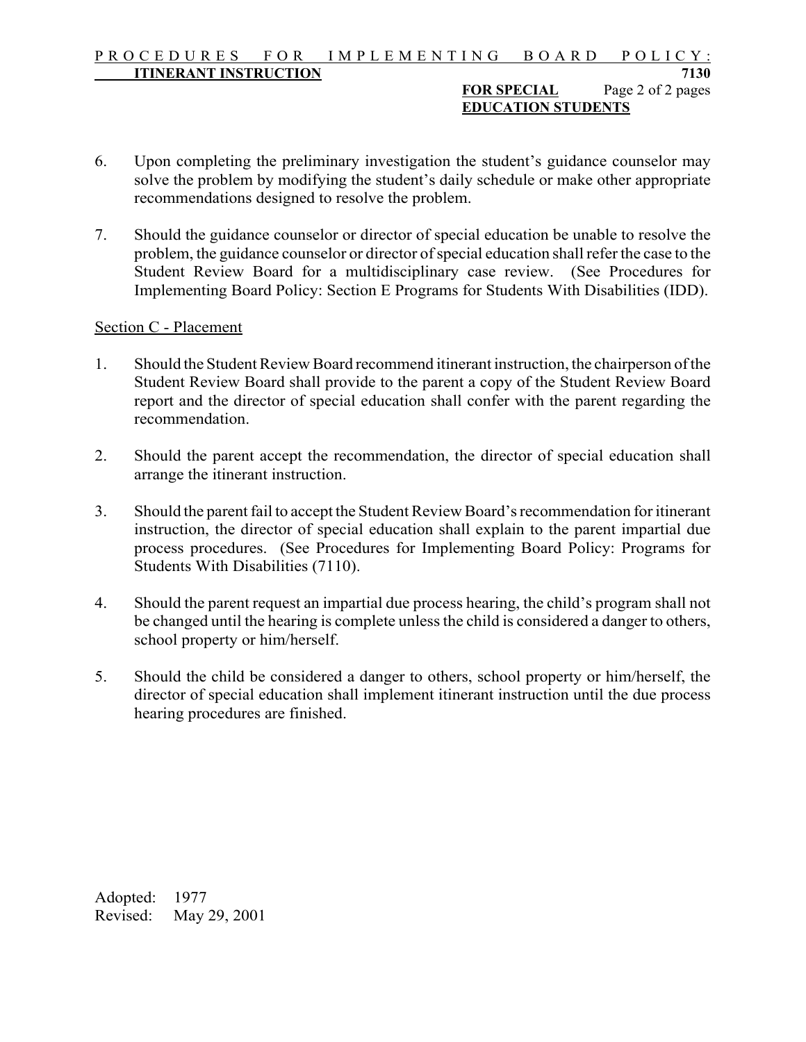6. Upon completing the preliminary investigation the student's guidance counselor may solve the problem by modifying the student's daily schedule or make other appropriate recommendations designed to resolve the problem.

7. Should the guidance counselor or director of special education be unable to resolve the problem, the guidance counselor or director of special education shall refer the case to the Student Review Board for a multidisciplinary case review. (See Procedures for Implementing Board Policy: Section E Programs for Students With Disabilities (IDD).

Section C - Placement

1. Should the Student Review Board recommend itinerant instruction, the chairperson of the Student Review Board shall provide to the parent a copy of the Student Review Board report and the director of special education shall confer with the parent regarding the recommendation.

2. Should the parent accept the recommendation, the director of special education shall arrange the itinerant instruction.

3. Should the parent fail to accept the Student Review Board's recommendation for itinerant instruction, the director of special education shall explain to the parent impartial due process procedures. (See Procedures for Implementing Board Policy: Programs for Students With Disabilities (7110).

4. Should the parent request an impartial due process hearing, the child's program shall not be changed until the hearing is complete unless the child is considered a danger to others, school property or him/herself.

5. Should the child be considered a danger to others, school property or him/herself, the director of special education shall implement itinerant instruction until the due process hearing procedures are finished.

Adopted: 1977
Revised: May 29, 2001